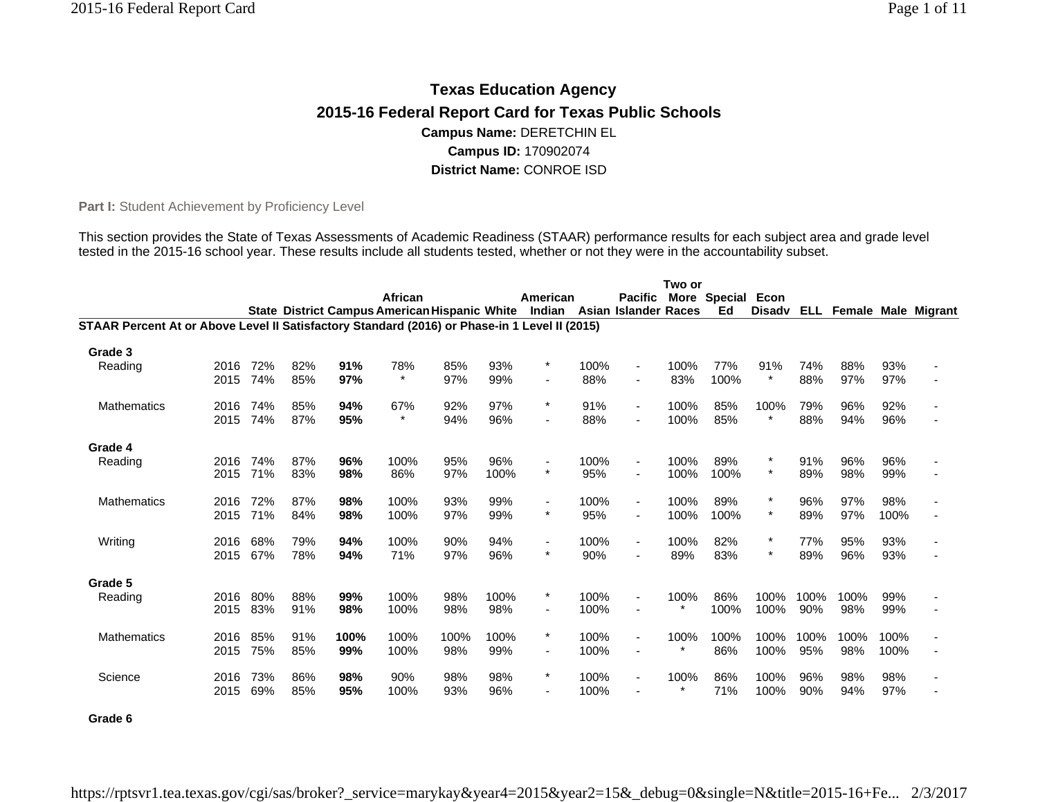# Texas Education Agency

## 2015-16 Federal Report Card for Texas Public Schools

**Campus Name:** DERETCHIN EL

**Campus ID:** 170902074

**District Name:** CONROE ISD

**Part I:** Student Achievement by Proficiency Level

This section provides the State of Texas Assessments of Academic Readiness (STAAR) performance results for each subject area and grade level tested in the 2015-16 school year. These results include all students tested, whether or not they were in the accountability subset.

| | | State | District | Campus | African American | Hispanic | White | American Indian | Asian | Pacific Islander | Two or More Races | Special Ed | Econ Disadv | ELL | Female | Male | Migrant |
|---|---|---|---|---|---|---|---|---|---|---|---|---|---|---|---|---|---|
| **STAAR Percent At or Above Level II Satisfactory Standard (2016) or Phase-in 1 Level II (2015)** | | | | | | | | | | | | | | | | | |
| **Grade 3** | | | | | | | | | | | | | | | | | |
| Reading | 2016 | 72% | 82% | **91%** | 78% | 85% | 93% | * | 100% | - | 100% | 77% | 91% | 74% | 88% | 93% | - |
| | 2015 | 74% | 85% | **97%** | * | 97% | 99% | - | 88% | - | 83% | 100% | * | 88% | 97% | 97% | - |
| Mathematics | 2016 | 74% | 85% | **94%** | 67% | 92% | 97% | * | 91% | - | 100% | 85% | 100% | 79% | 96% | 92% | - |
| | 2015 | 74% | 87% | **95%** | * | 94% | 96% | - | 88% | - | 100% | 85% | * | 88% | 94% | 96% | - |
| **Grade 4** | | | | | | | | | | | | | | | | | |
| Reading | 2016 | 74% | 87% | **96%** | 100% | 95% | 96% | - | 100% | - | 100% | 89% | * | 91% | 96% | 96% | - |
| | 2015 | 71% | 83% | **98%** | 86% | 97% | 100% | * | 95% | - | 100% | 100% | * | 89% | 98% | 99% | - |
| Mathematics | 2016 | 72% | 87% | **98%** | 100% | 93% | 99% | - | 100% | - | 100% | 89% | * | 96% | 97% | 98% | - |
| | 2015 | 71% | 84% | **98%** | 100% | 97% | 99% | * | 95% | - | 100% | 100% | * | 89% | 97% | 100% | - |
| Writing | 2016 | 68% | 79% | **94%** | 100% | 90% | 94% | - | 100% | - | 100% | 82% | * | 77% | 95% | 93% | - |
| | 2015 | 67% | 78% | **94%** | 71% | 97% | 96% | * | 90% | - | 89% | 83% | * | 89% | 96% | 93% | - |
| **Grade 5** | | | | | | | | | | | | | | | | | |
| Reading | 2016 | 80% | 88% | **99%** | 100% | 98% | 100% | * | 100% | - | 100% | 86% | 100% | 100% | 100% | 99% | - |
| | 2015 | 83% | 91% | **98%** | 100% | 98% | 98% | - | 100% | - | * | 100% | 100% | 90% | 98% | 99% | - |
| Mathematics | 2016 | 85% | 91% | **100%** | 100% | 100% | 100% | * | 100% | - | 100% | 100% | 100% | 100% | 100% | 100% | - |
| | 2015 | 75% | 85% | **99%** | 100% | 98% | 99% | - | 100% | - | * | 86% | 100% | 95% | 98% | 100% | - |
| Science | 2016 | 73% | 86% | **98%** | 90% | 98% | 98% | * | 100% | - | 100% | 86% | 100% | 96% | 98% | 98% | - |
| | 2015 | 69% | 85% | **95%** | 100% | 93% | 96% | - | 100% | - | * | 71% | 100% | 90% | 94% | 97% | - |
| **Grade 6** | | | | | | | | | | | | | | | | | |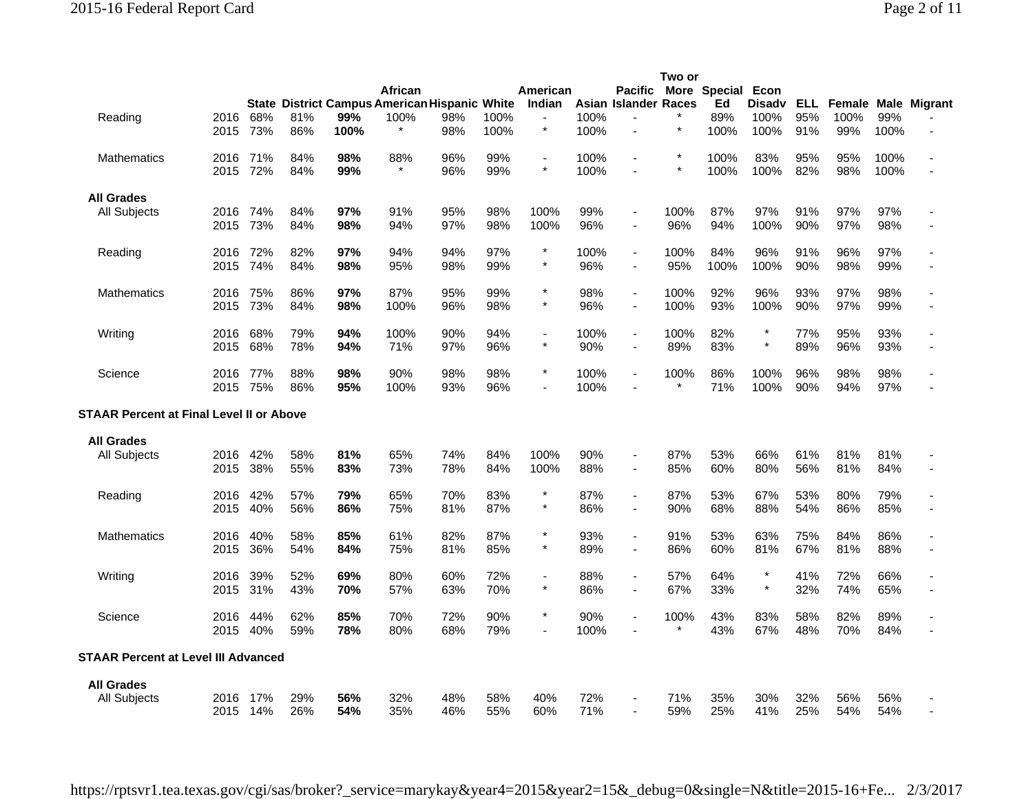| | | State | District | Campus | African American | Hispanic | White | American Indian | Asian | Pacific Islander | Two or More Races | Special Ed | Econ Disadv | ELL | Female | Male | Migrant |
|---|---|---|---|---|---|---|---|---|---|---|---|---|---|---|---|---|---|
| Reading | 2016 | 68% | 81% | **99%** | 100% | 98% | 100% | - | 100% | - | * | 89% | 100% | 95% | 100% | 99% | - |
| | 2015 | 73% | 86% | **100%** | * | 98% | 100% | * | 100% | - | * | 100% | 100% | 91% | 99% | 100% | - |
| Mathematics | 2016 | 71% | 84% | **98%** | 88% | 96% | 99% | - | 100% | - | * | 100% | 83% | 95% | 95% | 100% | - |
| | 2015 | 72% | 84% | **99%** | * | 96% | 99% | * | 100% | - | * | 100% | 100% | 82% | 98% | 100% | - |
| **All Grades** | | | | | | | | | | | | | | | | | |
| All Subjects | 2016 | 74% | 84% | **97%** | 91% | 95% | 98% | 100% | 99% | - | 100% | 87% | 97% | 91% | 97% | 97% | - |
| | 2015 | 73% | 84% | **98%** | 94% | 97% | 98% | 100% | 96% | - | 96% | 94% | 100% | 90% | 97% | 98% | - |
| Reading | 2016 | 72% | 82% | **97%** | 94% | 94% | 97% | * | 100% | - | 100% | 84% | 96% | 91% | 96% | 97% | - |
| | 2015 | 74% | 84% | **98%** | 95% | 98% | 99% | * | 96% | - | 95% | 100% | 100% | 90% | 98% | 99% | - |
| Mathematics | 2016 | 75% | 86% | **97%** | 87% | 95% | 99% | * | 98% | - | 100% | 92% | 96% | 93% | 97% | 98% | - |
| | 2015 | 73% | 84% | **98%** | 100% | 96% | 98% | * | 96% | - | 100% | 93% | 100% | 90% | 97% | 99% | - |
| Writing | 2016 | 68% | 79% | **94%** | 100% | 90% | 94% | - | 100% | - | 100% | 82% | * | 77% | 95% | 93% | - |
| | 2015 | 68% | 78% | **94%** | 71% | 97% | 96% | * | 90% | - | 89% | 83% | * | 89% | 96% | 93% | - |
| Science | 2016 | 77% | 88% | **98%** | 90% | 98% | 98% | * | 100% | - | 100% | 86% | 100% | 96% | 98% | 98% | - |
| | 2015 | 75% | 86% | **95%** | 100% | 93% | 96% | - | 100% | - | * | 71% | 100% | 90% | 94% | 97% | - |
| **STAAR Percent at Final Level II or Above** | | | | | | | | | | | | | | | | | |
| **All Grades** | | | | | | | | | | | | | | | | | |
| All Subjects | 2016 | 42% | 58% | **81%** | 65% | 74% | 84% | 100% | 90% | - | 87% | 53% | 66% | 61% | 81% | 81% | - |
| | 2015 | 38% | 55% | **83%** | 73% | 78% | 84% | 100% | 88% | - | 85% | 60% | 80% | 56% | 81% | 84% | - |
| Reading | 2016 | 42% | 57% | **79%** | 65% | 70% | 83% | * | 87% | - | 87% | 53% | 67% | 53% | 80% | 79% | - |
| | 2015 | 40% | 56% | **86%** | 75% | 81% | 87% | * | 86% | - | 90% | 68% | 88% | 54% | 86% | 85% | - |
| Mathematics | 2016 | 40% | 58% | **85%** | 61% | 82% | 87% | * | 93% | - | 91% | 53% | 63% | 75% | 84% | 86% | - |
| | 2015 | 36% | 54% | **84%** | 75% | 81% | 85% | * | 89% | - | 86% | 60% | 81% | 67% | 81% | 88% | - |
| Writing | 2016 | 39% | 52% | **69%** | 80% | 60% | 72% | - | 88% | - | 57% | 64% | * | 41% | 72% | 66% | - |
| | 2015 | 31% | 43% | **70%** | 57% | 63% | 70% | * | 86% | - | 67% | 33% | * | 32% | 74% | 65% | - |
| Science | 2016 | 44% | 62% | **85%** | 70% | 72% | 90% | * | 90% | - | 100% | 43% | 83% | 58% | 82% | 89% | - |
| | 2015 | 40% | 59% | **78%** | 80% | 68% | 79% | - | 100% | - | * | 43% | 67% | 48% | 70% | 84% | - |
| **STAAR Percent at Level III Advanced** | | | | | | | | | | | | | | | | | |
| **All Grades** | | | | | | | | | | | | | | | | | |
| All Subjects | 2016 | 17% | 29% | **56%** | 32% | 48% | 58% | 40% | 72% | - | 71% | 35% | 30% | 32% | 56% | 56% | - |
| | 2015 | 14% | 26% | **54%** | 35% | 46% | 55% | 60% | 71% | - | 59% | 25% | 41% | 25% | 54% | 54% | - |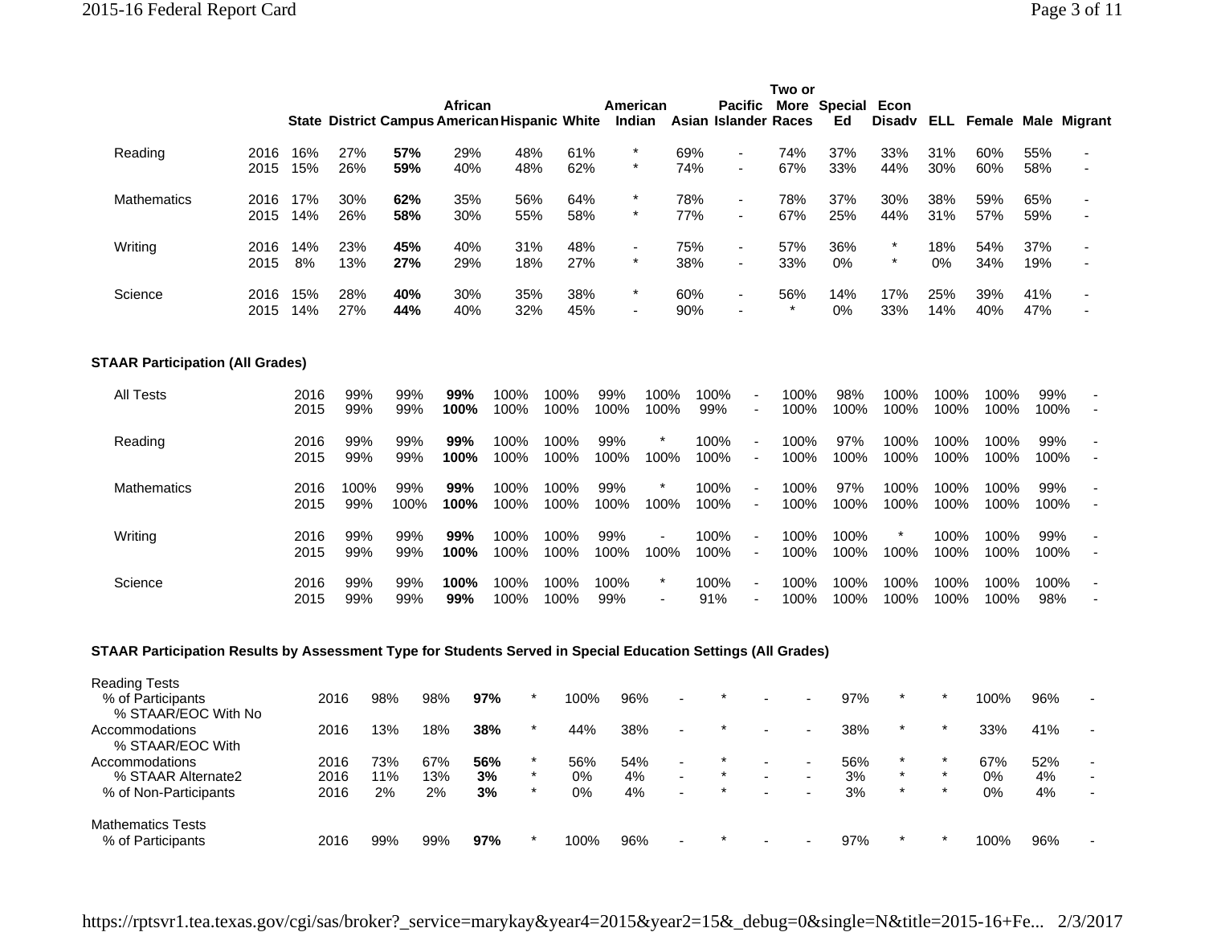| | | State | District | Campus | African American | Hispanic | White | American Indian | Asian | Pacific Islander | Two or More Races | Special Ed | Econ Disadv | ELL | Female | Male | Migrant |
|---|---|---|---|---|---|---|---|---|---|---|---|---|---|---|---|---|---|
| Reading | 2016 | 16% | 27% | **57%** | 29% | 48% | 61% | * | 69% | - | 74% | 37% | 33% | 31% | 60% | 55% | - |
| | 2015 | 15% | 26% | **59%** | 40% | 48% | 62% | * | 74% | - | 67% | 33% | 44% | 30% | 60% | 58% | - |
| Mathematics | 2016 | 17% | 30% | **62%** | 35% | 56% | 64% | * | 78% | - | 78% | 37% | 30% | 38% | 59% | 65% | - |
| | 2015 | 14% | 26% | **58%** | 30% | 55% | 58% | * | 77% | - | 67% | 25% | 44% | 31% | 57% | 59% | - |
| Writing | 2016 | 14% | 23% | **45%** | 40% | 31% | 48% | - | 75% | - | 57% | 36% | * | 18% | 54% | 37% | - |
| | 2015 | 8% | 13% | **27%** | 29% | 18% | 27% | * | 38% | - | 33% | 0% | * | 0% | 34% | 19% | - |
| Science | 2016 | 15% | 28% | **40%** | 30% | 35% | 38% | * | 60% | - | 56% | 14% | 17% | 25% | 39% | 41% | - |
| | 2015 | 14% | 27% | **44%** | 40% | 32% | 45% | - | 90% | - | * | 0% | 33% | 14% | 40% | 47% | - |

**STAAR Participation (All Grades)**

| | | State | District | Campus | African American | Hispanic | White | American Indian | Asian | Pacific Islander | Two or More Races | Special Ed | Econ Disadv | ELL | Female | Male | Migrant |
|---|---|---|---|---|---|---|---|---|---|---|---|---|---|---|---|---|---|
| All Tests | 2016 | 99% | 99% | **99%** | 100% | 100% | 99% | 100% | 100% | - | 100% | 98% | 100% | 100% | 100% | 99% | - |
| | 2015 | 99% | 99% | **100%** | 100% | 100% | 100% | 100% | 99% | - | 100% | 100% | 100% | 100% | 100% | 100% | - |
| Reading | 2016 | 99% | 99% | **99%** | 100% | 100% | 99% | * | 100% | - | 100% | 97% | 100% | 100% | 100% | 99% | - |
| | 2015 | 99% | 99% | **100%** | 100% | 100% | 100% | 100% | 100% | - | 100% | 100% | 100% | 100% | 100% | 100% | - |
| Mathematics | 2016 | 100% | 99% | **99%** | 100% | 100% | 99% | * | 100% | - | 100% | 97% | 100% | 100% | 100% | 99% | - |
| | 2015 | 99% | 100% | **100%** | 100% | 100% | 100% | 100% | 100% | - | 100% | 100% | 100% | 100% | 100% | 100% | - |
| Writing | 2016 | 99% | 99% | **99%** | 100% | 100% | 99% | - | 100% | - | 100% | 100% | * | 100% | 100% | 99% | - |
| | 2015 | 99% | 99% | **100%** | 100% | 100% | 100% | 100% | 100% | - | 100% | 100% | 100% | 100% | 100% | 100% | - |
| Science | 2016 | 99% | 99% | **100%** | 100% | 100% | 100% | * | 100% | - | 100% | 100% | 100% | 100% | 100% | 100% | - |
| | 2015 | 99% | 99% | **99%** | 100% | 100% | 99% | - | 91% | - | 100% | 100% | 100% | 100% | 100% | 98% | - |

**STAAR Participation Results by Assessment Type for Students Served in Special Education Settings (All Grades)**

| | | State | District | Campus | African American | Hispanic | White | American Indian | Asian | Pacific Islander | Two or More Races | Special Ed | Econ Disadv | ELL | Female | Male | Migrant |
|---|---|---|---|---|---|---|---|---|---|---|---|---|---|---|---|---|---|
| Reading Tests | | | | | | | | | | | | | | | | | |
| % of Participants | 2016 | 98% | 98% | **97%** | * | 100% | 96% | - | * | - | - | 97% | * | * | 100% | 96% | - |
| % STAAR/EOC With No Accommodations | 2016 | 13% | 18% | **38%** | * | 44% | 38% | - | * | - | - | 38% | * | * | 33% | 41% | - |
| % STAAR/EOC With Accommodations | 2016 | 73% | 67% | **56%** | * | 56% | 54% | - | * | - | - | 56% | * | * | 67% | 52% | - |
| % STAAR Alternate2 | 2016 | 11% | 13% | **3%** | * | 0% | 4% | - | * | - | - | 3% | * | * | 0% | 4% | - |
| % of Non-Participants | 2016 | 2% | 2% | **3%** | * | 0% | 4% | - | * | - | - | 3% | * | * | 0% | 4% | - |
| Mathematics Tests | | | | | | | | | | | | | | | | | |
| % of Participants | 2016 | 99% | 99% | **97%** | * | 100% | 96% | - | * | - | - | 97% | * | * | 100% | 96% | - |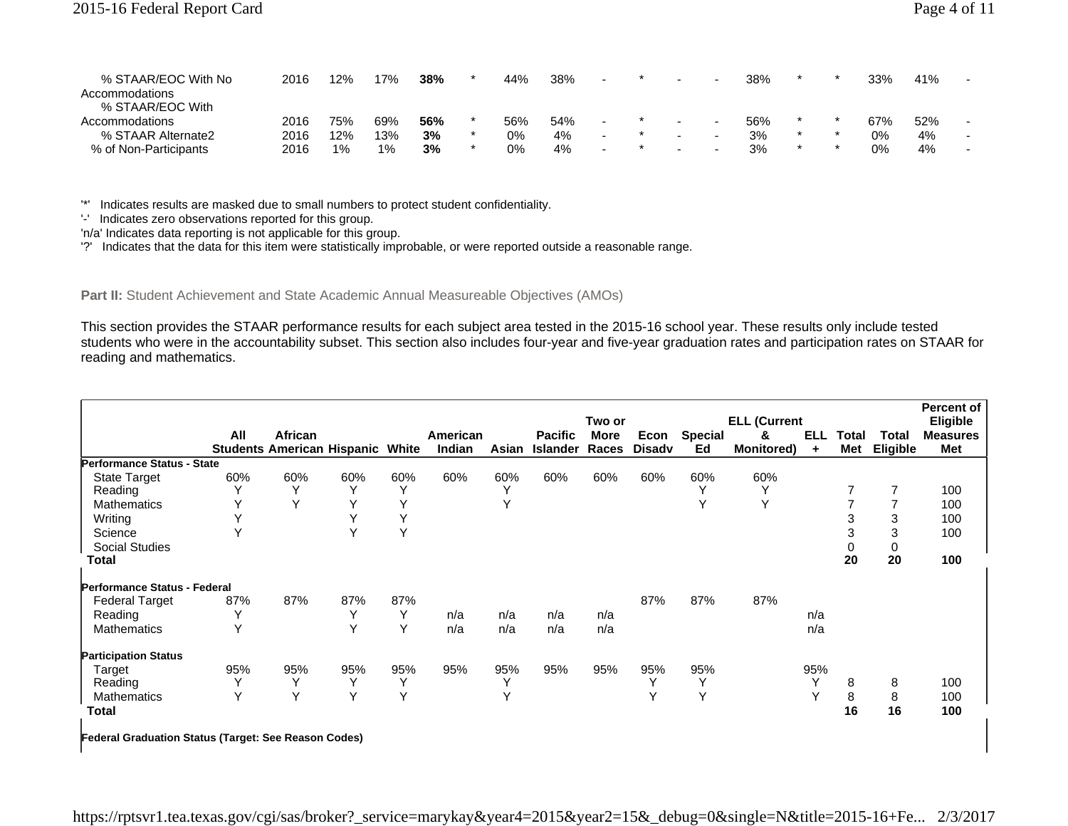| | | | | | | | | | | | | | | | | | |
|---|---|---|---|---|---|---|---|---|---|---|---|---|---|---|---|---|---|
| % STAAR/EOC With No Accommodations | 2016 | 12% | 17% | **38%** | * | 44% | 38% | - | * | - | - | 38% | * | * | 33% | 41% | - |
| % STAAR/EOC With Accommodations | 2016 | 75% | 69% | **56%** | * | 56% | 54% | - | * | - | - | 56% | * | * | 67% | 52% | - |
| % STAAR Alternate2 | 2016 | 12% | 13% | **3%** | * | 0% | 4% | - | * | - | - | 3% | * | * | 0% | 4% | - |
| % of Non-Participants | 2016 | 1% | 1% | **3%** | * | 0% | 4% | - | * | - | - | 3% | * | * | 0% | 4% | - |

'*' Indicates results are masked due to small numbers to protect student confidentiality.
'-' Indicates zero observations reported for this group.
'n/a' Indicates data reporting is not applicable for this group.
'?' Indicates that the data for this item were statistically improbable, or were reported outside a reasonable range.

**Part II:** Student Achievement and State Academic Annual Measureable Objectives (AMOs)

This section provides the STAAR performance results for each subject area tested in the 2015-16 school year. These results only include tested students who were in the accountability subset. This section also includes four-year and five-year graduation rates and participation rates on STAAR for reading and mathematics.

| | All Students | African American | Hispanic | White | American Indian | Asian | Pacific Islander | Two or More Races | Econ Disadv | Special Ed | ELL (Current & Monitored) | ELL + | Total Met | Total Eligible | Percent of Eligible Measures Met |
|---|---|---|---|---|---|---|---|---|---|---|---|---|---|---|---|
| **Performance Status - State** | | | | | | | | | | | | | | | |
| State Target | 60% | 60% | 60% | 60% | 60% | 60% | 60% | 60% | 60% | 60% | 60% | | | | |
| Reading | Y | Y | Y | Y | | Y | | | | Y | Y | | 7 | 7 | 100 |
| Mathematics | Y | Y | Y | Y | | Y | | | | Y | Y | | 7 | 7 | 100 |
| Writing | Y | | Y | Y | | | | | | | | | 3 | 3 | 100 |
| Science | Y | | Y | Y | | | | | | | | | 3 | 3 | 100 |
| Social Studies | | | | | | | | | | | | | 0 | 0 | |
| **Total** | | | | | | | | | | | | | **20** | **20** | **100** |
| **Performance Status - Federal** | | | | | | | | | | | | | | | |
| Federal Target | 87% | 87% | 87% | 87% | | | | | 87% | 87% | 87% | | | | |
| Reading | Y | | Y | Y | n/a | n/a | n/a | n/a | | | | n/a | | | |
| Mathematics | Y | | Y | Y | n/a | n/a | n/a | n/a | | | | n/a | | | |
| **Participation Status** | | | | | | | | | | | | | | | |
| Target | 95% | 95% | 95% | 95% | 95% | 95% | 95% | 95% | 95% | 95% | | 95% | | | |
| Reading | Y | Y | Y | Y | | Y | | | Y | Y | | Y | 8 | 8 | 100 |
| Mathematics | Y | Y | Y | Y | | Y | | | Y | Y | | Y | 8 | 8 | 100 |
| **Total** | | | | | | | | | | | | | **16** | **16** | **100** |
| **Federal Graduation Status (Target: See Reason Codes)** | | | | | | | | | | | | | | | |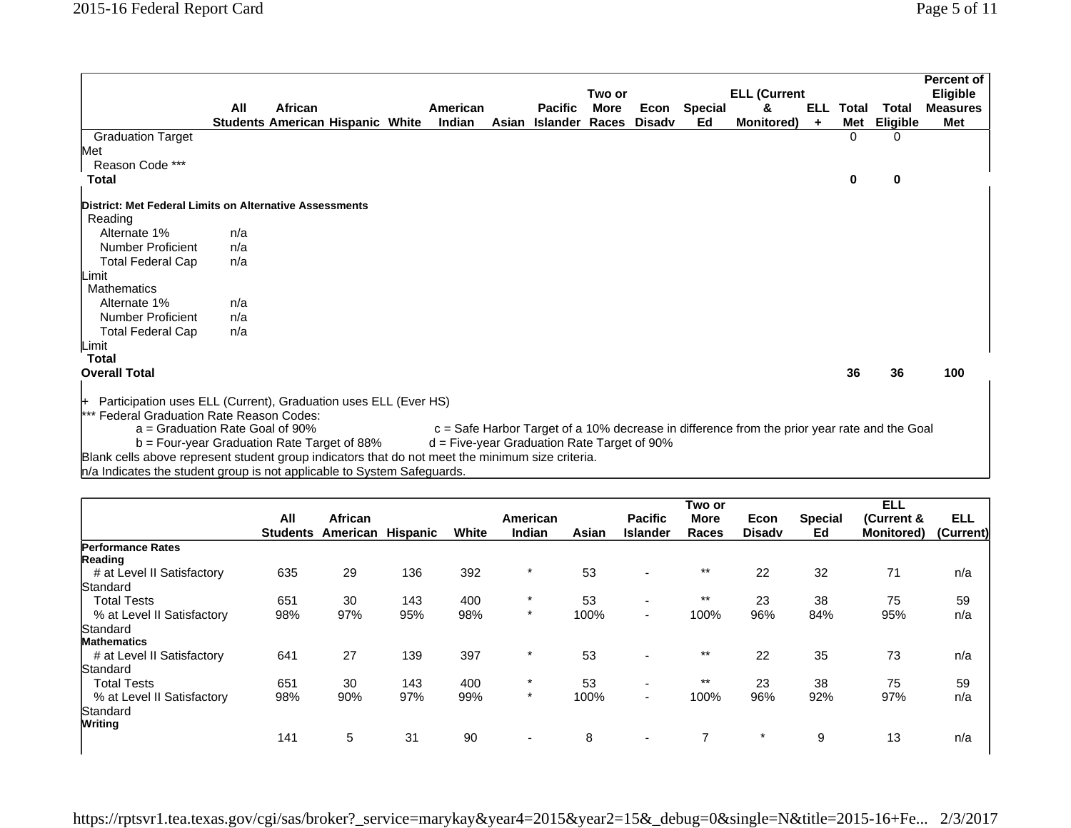| | All Students | African American | Hispanic | White | American Indian | Asian | Pacific Islander | Two or More Races | Econ Disadv | Special Ed | ELL (Current & Monitored) | ELL + | Total Met | Total Eligible | Percent of Eligible Measures Met |
|---|---|---|---|---|---|---|---|---|---|---|---|---|---|---|---|
| Graduation Target Met | | | | | | | | | | | | | 0 | 0 | |
| Reason Code *** | | | | | | | | | | | | | | | |
| **Total** | | | | | | | | | | | | | **0** | **0** | |
| **District: Met Federal Limits on Alternative Assessments** | | | | | | | | | | | | | | | |
| Reading | | | | | | | | | | | | | | | |
| Alternate 1% | n/a | | | | | | | | | | | | | | |
| Number Proficient | n/a | | | | | | | | | | | | | | |
| Total Federal Cap Limit | n/a | | | | | | | | | | | | | | |
| Mathematics | | | | | | | | | | | | | | | |
| Alternate 1% | n/a | | | | | | | | | | | | | | |
| Number Proficient | n/a | | | | | | | | | | | | | | |
| Total Federal Cap Limit | n/a | | | | | | | | | | | | | | |
| **Total** | | | | | | | | | | | | | | | |
| **Overall Total** | | | | | | | | | | | | | **36** | **36** | **100** |

\+ Participation uses ELL (Current), Graduation uses ELL (Ever HS)

*** Federal Graduation Rate Reason Codes:

a = Graduation Rate Goal of 90%
b = Four-year Graduation Rate Target of 88%
c = Safe Harbor Target of a 10% decrease in difference from the prior year rate and the Goal
d = Five-year Graduation Rate Target of 90%

Blank cells above represent student group indicators that do not meet the minimum size criteria.

n/a Indicates the student group is not applicable to System Safeguards.

| | All Students | African American | Hispanic | White | American Indian | Asian | Pacific Islander | Two or More Races | Econ Disadv | Special Ed | ELL (Current & Monitored) | ELL (Current) |
|---|---|---|---|---|---|---|---|---|---|---|---|---|
| **Performance Rates** | | | | | | | | | | | | |
| **Reading** | | | | | | | | | | | | |
| # at Level II Satisfactory Standard | 635 | 29 | 136 | 392 | * | 53 | - | ** | 22 | 32 | 71 | n/a |
| Total Tests | 651 | 30 | 143 | 400 | * | 53 | - | ** | 23 | 38 | 75 | 59 |
| % at Level II Satisfactory Standard | 98% | 97% | 95% | 98% | * | 100% | - | 100% | 96% | 84% | 95% | n/a |
| **Mathematics** | | | | | | | | | | | | |
| # at Level II Satisfactory Standard | 641 | 27 | 139 | 397 | * | 53 | - | ** | 22 | 35 | 73 | n/a |
| Total Tests | 651 | 30 | 143 | 400 | * | 53 | - | ** | 23 | 38 | 75 | 59 |
| % at Level II Satisfactory Standard | 98% | 90% | 97% | 99% | * | 100% | - | 100% | 96% | 92% | 97% | n/a |
| **Writing** | | | | | | | | | | | | |
| | 141 | 5 | 31 | 90 | - | 8 | - | 7 | * | 9 | 13 | n/a |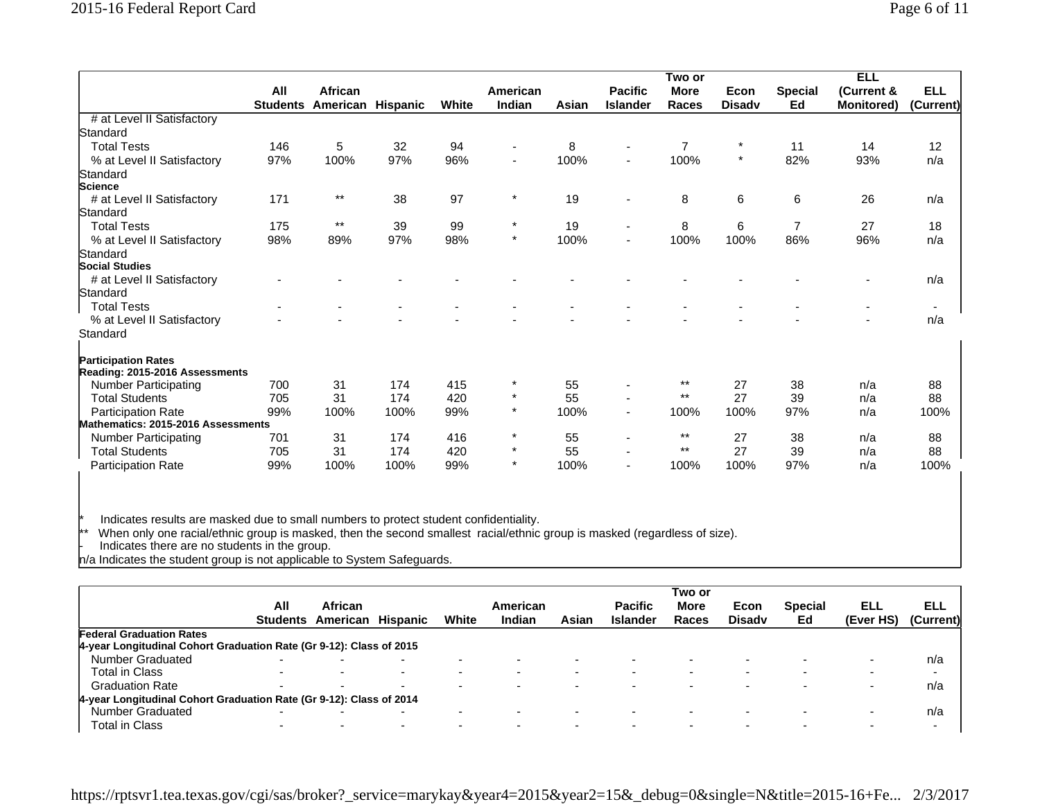|  | All Students | African American | Hispanic | White | American Indian | Asian | Pacific Islander | Two or More Races | Econ Disadv | Special Ed | ELL (Current & Monitored) | ELL (Current) |
|---|---|---|---|---|---|---|---|---|---|---|---|---|
| # at Level II Satisfactory Standard |  |  |  |  |  |  |  |  |  |  |  |  |
| Total Tests | 146 | 5 | 32 | 94 | - | 8 | - | 7 | * | 11 | 14 | 12 |
| % at Level II Satisfactory Standard | 97% | 100% | 97% | 96% | - | 100% | - | 100% | * | 82% | 93% | n/a |
| **Science** |  |  |  |  |  |  |  |  |  |  |  |  |
| # at Level II Satisfactory Standard | 171 | ** | 38 | 97 | * | 19 | - | 8 | 6 | 6 | 26 | n/a |
| Total Tests | 175 | ** | 39 | 99 | * | 19 | - | 8 | 6 | 7 | 27 | 18 |
| % at Level II Satisfactory Standard | 98% | 89% | 97% | 98% | * | 100% | - | 100% | 100% | 86% | 96% | n/a |
| **Social Studies** |  |  |  |  |  |  |  |  |  |  |  |  |
| # at Level II Satisfactory Standard | - | - | - | - | - | - | - | - | - | - | - | n/a |
| Total Tests | - | - | - | - | - | - | - | - | - | - | - | - |
| % at Level II Satisfactory Standard | - | - | - | - | - | - | - | - | - | - | - | n/a |
| **Participation Rates** |  |  |  |  |  |  |  |  |  |  |  |  |
| **Reading: 2015-2016 Assessments** |  |  |  |  |  |  |  |  |  |  |  |  |
| Number Participating | 700 | 31 | 174 | 415 | * | 55 | - | ** | 27 | 38 | n/a | 88 |
| Total Students | 705 | 31 | 174 | 420 | * | 55 | - | ** | 27 | 39 | n/a | 88 |
| Participation Rate | 99% | 100% | 100% | 99% | * | 100% | - | 100% | 100% | 97% | n/a | 100% |
| **Mathematics: 2015-2016 Assessments** |  |  |  |  |  |  |  |  |  |  |  |  |
| Number Participating | 701 | 31 | 174 | 416 | * | 55 | - | ** | 27 | 38 | n/a | 88 |
| Total Students | 705 | 31 | 174 | 420 | * | 55 | - | ** | 27 | 39 | n/a | 88 |
| Participation Rate | 99% | 100% | 100% | 99% | * | 100% | - | 100% | 100% | 97% | n/a | 100% |

\* Indicates results are masked due to small numbers to protect student confidentiality.
\*\* When only one racial/ethnic group is masked, then the second smallest racial/ethnic group is masked (regardless of size).
\- Indicates there are no students in the group.
n/a Indicates the student group is not applicable to System Safeguards.

|  | All Students | African American | Hispanic | White | American Indian | Asian | Pacific Islander | Two or More Races | Econ Disadv | Special Ed | ELL (Ever HS) | ELL (Current) |
|---|---|---|---|---|---|---|---|---|---|---|---|---|
| **Federal Graduation Rates** |  |  |  |  |  |  |  |  |  |  |  |  |
| **4-year Longitudinal Cohort Graduation Rate (Gr 9-12): Class of 2015** |  |  |  |  |  |  |  |  |  |  |  |  |
| Number Graduated | - | - | - | - | - | - | - | - | - | - | - | n/a |
| Total in Class | - | - | - | - | - | - | - | - | - | - | - | - |
| Graduation Rate | - | - | - | - | - | - | - | - | - | - | - | n/a |
| **4-year Longitudinal Cohort Graduation Rate (Gr 9-12): Class of 2014** |  |  |  |  |  |  |  |  |  |  |  |  |
| Number Graduated | - | - | - | - | - | - | - | - | - | - | - | n/a |
| Total in Class | - | - | - | - | - | - | - | - | - | - | - | - |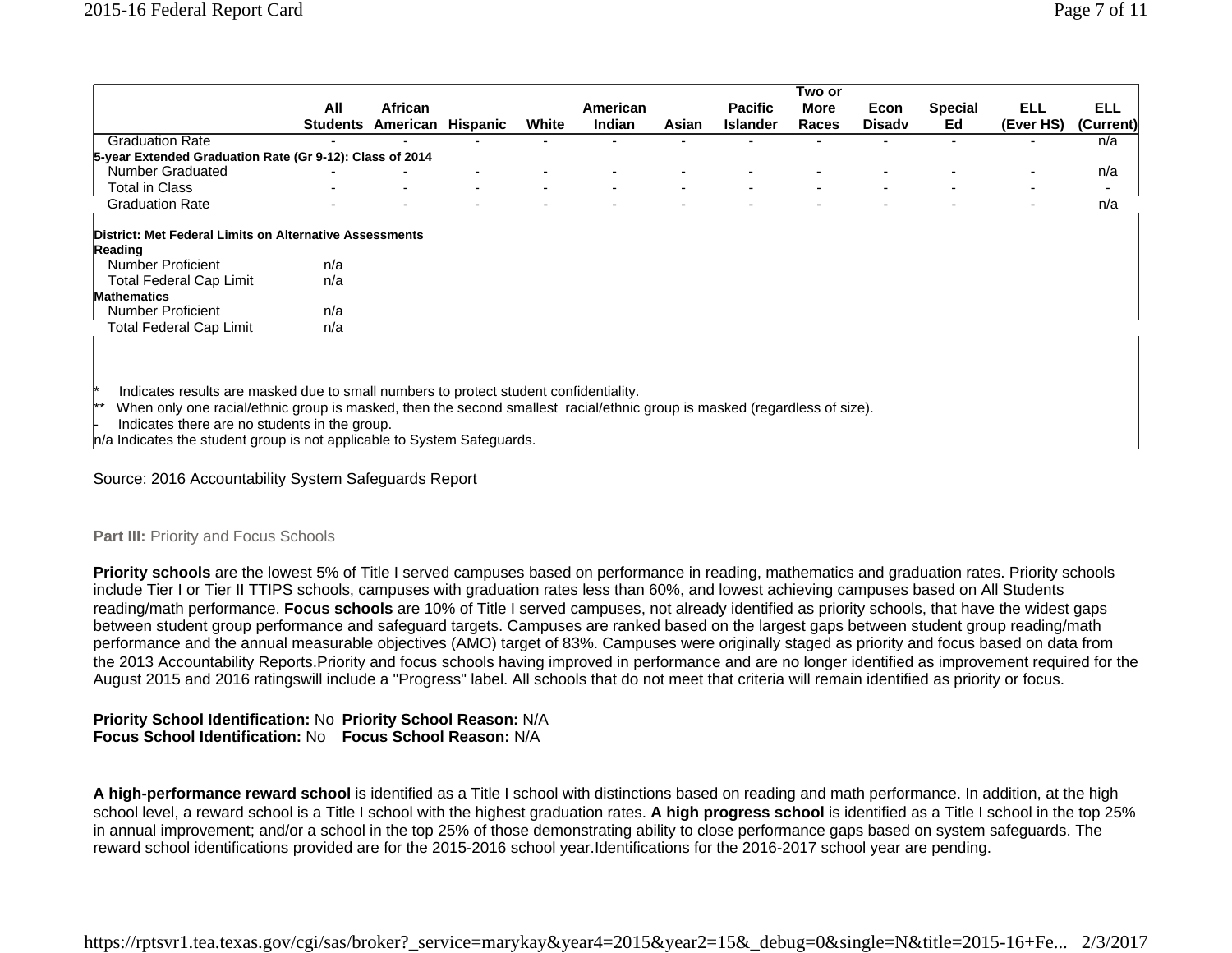| | All Students | African American | Hispanic | White | American Indian | Asian | Pacific Islander | Two or More Races | Econ Disadv | Special Ed | ELL (Ever HS) | ELL (Current) |
|---|---|---|---|---|---|---|---|---|---|---|---|---|
| Graduation Rate | - | - | - | - | - | - | - | - | - | - | - | n/a |
| **5-year Extended Graduation Rate (Gr 9-12): Class of 2014** | | | | | | | | | | | | |
| Number Graduated | - | - | - | - | - | - | - | - | - | - | - | n/a |
| Total in Class | - | - | - | - | - | - | - | - | - | - | - | - |
| Graduation Rate | - | - | - | - | - | - | - | - | - | - | - | n/a |
| **District: Met Federal Limits on Alternative Assessments** | | | | | | | | | | | | |
| **Reading** | | | | | | | | | | | | |
| Number Proficient | n/a | | | | | | | | | | | |
| Total Federal Cap Limit | n/a | | | | | | | | | | | |
| **Mathematics** | | | | | | | | | | | | |
| Number Proficient | n/a | | | | | | | | | | | |
| Total Federal Cap Limit | n/a | | | | | | | | | | | |

\* Indicates results are masked due to small numbers to protect student confidentiality.
\*\* When only one racial/ethnic group is masked, then the second smallest racial/ethnic group is masked (regardless of size).
- Indicates there are no students in the group.
n/a Indicates the student group is not applicable to System Safeguards.

Source: 2016 Accountability System Safeguards Report

**Part III:** Priority and Focus Schools

**Priority schools** are the lowest 5% of Title I served campuses based on performance in reading, mathematics and graduation rates. Priority schools include Tier I or Tier II TTIPS schools, campuses with graduation rates less than 60%, and lowest achieving campuses based on All Students reading/math performance. **Focus schools** are 10% of Title I served campuses, not already identified as priority schools, that have the widest gaps between student group performance and safeguard targets. Campuses are ranked based on the largest gaps between student group reading/math performance and the annual measurable objectives (AMO) target of 83%. Campuses were originally staged as priority and focus based on data from the 2013 Accountability Reports.Priority and focus schools having improved in performance and are no longer identified as improvement required for the August 2015 and 2016 ratingswill include a "Progress" label. All schools that do not meet that criteria will remain identified as priority or focus.

**Priority School Identification:** No **Priority School Reason:** N/A
**Focus School Identification:** No **Focus School Reason:** N/A

**A high-performance reward school** is identified as a Title I school with distinctions based on reading and math performance. In addition, at the high school level, a reward school is a Title I school with the highest graduation rates. **A high progress school** is identified as a Title I school in the top 25% in annual improvement; and/or a school in the top 25% of those demonstrating ability to close performance gaps based on system safeguards. The reward school identifications provided are for the 2015-2016 school year.Identifications for the 2016-2017 school year are pending.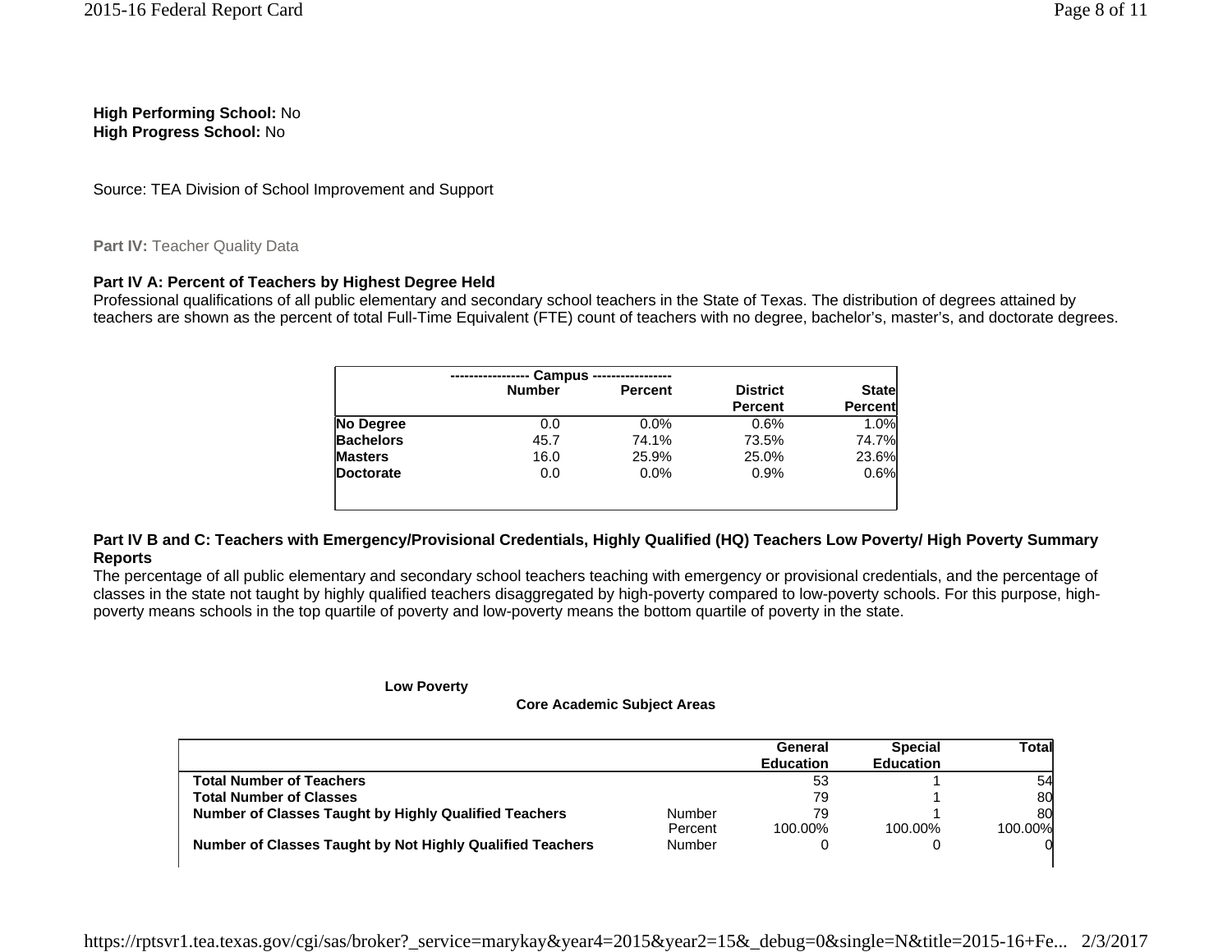**High Performing School:** No
**High Progress School:** No

Source: TEA Division of School Improvement and Support

**Part IV:** Teacher Quality Data

### Part IV A: Percent of Teachers by Highest Degree Held

Professional qualifications of all public elementary and secondary school teachers in the State of Texas. The distribution of degrees attained by teachers are shown as the percent of total Full-Time Equivalent (FTE) count of teachers with no degree, bachelor's, master's, and doctorate degrees.

| | Campus | | | |
|---|---|---|---|---|
| | Number | Percent | District Percent | State Percent |
| **No Degree** | 0.0 | 0.0% | 0.6% | 1.0% |
| **Bachelors** | 45.7 | 74.1% | 73.5% | 74.7% |
| **Masters** | 16.0 | 25.9% | 25.0% | 23.6% |
| **Doctorate** | 0.0 | 0.0% | 0.9% | 0.6% |

### Part IV B and C: Teachers with Emergency/Provisional Credentials, Highly Qualified (HQ) Teachers Low Poverty/ High Poverty Summary Reports

The percentage of all public elementary and secondary school teachers teaching with emergency or provisional credentials, and the percentage of classes in the state not taught by highly qualified teachers disaggregated by high-poverty compared to low-poverty schools. For this purpose, high-poverty means schools in the top quartile of poverty and low-poverty means the bottom quartile of poverty in the state.

**Low Poverty**

**Core Academic Subject Areas**

| | | General Education | Special Education | Total |
|---|---|---|---|---|
| **Total Number of Teachers** | | 53 | 1 | 54 |
| **Total Number of Classes** | | 79 | 1 | 80 |
| **Number of Classes Taught by Highly Qualified Teachers** | Number | 79 | 1 | 80 |
| | Percent | 100.00% | 100.00% | 100.00% |
| **Number of Classes Taught by Not Highly Qualified Teachers** | Number | 0 | 0 | 0 |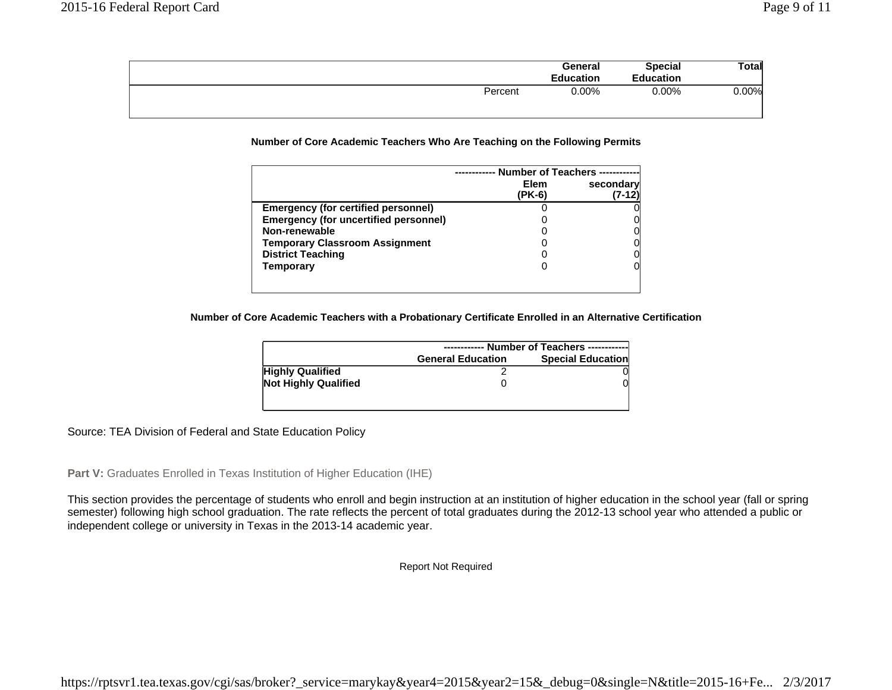| | General Education | Special Education | Total |
|---|---|---|---|
| Percent | 0.00% | 0.00% | 0.00% |

**Number of Core Academic Teachers Who Are Teaching on the Following Permits**

| | ------------ Number of Teachers ------------ | |
|---|---|---|
| | Elem (PK-6) | secondary (7-12) |
| **Emergency (for certified personnel)** | 0 | 0 |
| **Emergency (for uncertified personnel)** | 0 | 0 |
| **Non-renewable** | 0 | 0 |
| **Temporary Classroom Assignment** | 0 | 0 |
| **District Teaching** | 0 | 0 |
| **Temporary** | 0 | 0 |

**Number of Core Academic Teachers with a Probationary Certificate Enrolled in an Alternative Certification**

| | ------------ Number of Teachers ------------ | |
|---|---|---|
| | General Education | Special Education |
| **Highly Qualified** | 2 | 0 |
| **Not Highly Qualified** | 0 | 0 |

Source: TEA Division of Federal and State Education Policy

**Part V:** Graduates Enrolled in Texas Institution of Higher Education (IHE)

This section provides the percentage of students who enroll and begin instruction at an institution of higher education in the school year (fall or spring semester) following high school graduation. The rate reflects the percent of total graduates during the 2012-13 school year who attended a public or independent college or university in Texas in the 2013-14 academic year.

Report Not Required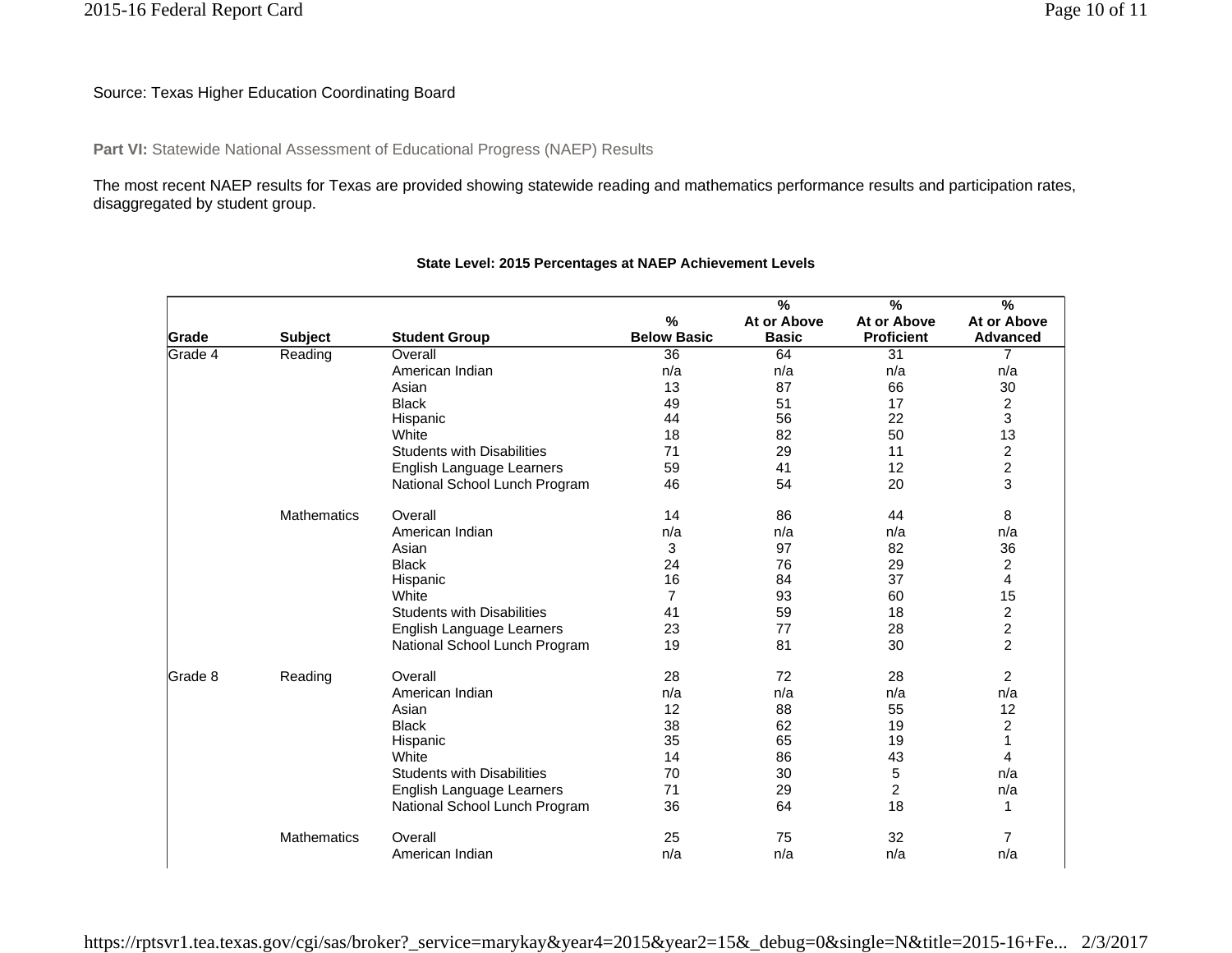Source: Texas Higher Education Coordinating Board

**Part VI:** Statewide National Assessment of Educational Progress (NAEP) Results

The most recent NAEP results for Texas are provided showing statewide reading and mathematics performance results and participation rates, disaggregated by student group.

**State Level: 2015 Percentages at NAEP Achievement Levels**

| Grade | Subject | Student Group | % Below Basic | % At or Above Basic | % At or Above Proficient | % At or Above Advanced |
|---|---|---|---|---|---|---|
| Grade 4 | Reading | Overall | 36 | 64 | 31 | 7 |
| | | American Indian | n/a | n/a | n/a | n/a |
| | | Asian | 13 | 87 | 66 | 30 |
| | | Black | 49 | 51 | 17 | 2 |
| | | Hispanic | 44 | 56 | 22 | 3 |
| | | White | 18 | 82 | 50 | 13 |
| | | Students with Disabilities | 71 | 29 | 11 | 2 |
| | | English Language Learners | 59 | 41 | 12 | 2 |
| | | National School Lunch Program | 46 | 54 | 20 | 3 |
| | Mathematics | Overall | 14 | 86 | 44 | 8 |
| | | American Indian | n/a | n/a | n/a | n/a |
| | | Asian | 3 | 97 | 82 | 36 |
| | | Black | 24 | 76 | 29 | 2 |
| | | Hispanic | 16 | 84 | 37 | 4 |
| | | White | 7 | 93 | 60 | 15 |
| | | Students with Disabilities | 41 | 59 | 18 | 2 |
| | | English Language Learners | 23 | 77 | 28 | 2 |
| | | National School Lunch Program | 19 | 81 | 30 | 2 |
| Grade 8 | Reading | Overall | 28 | 72 | 28 | 2 |
| | | American Indian | n/a | n/a | n/a | n/a |
| | | Asian | 12 | 88 | 55 | 12 |
| | | Black | 38 | 62 | 19 | 2 |
| | | Hispanic | 35 | 65 | 19 | 1 |
| | | White | 14 | 86 | 43 | 4 |
| | | Students with Disabilities | 70 | 30 | 5 | n/a |
| | | English Language Learners | 71 | 29 | 2 | n/a |
| | | National School Lunch Program | 36 | 64 | 18 | 1 |
| | Mathematics | Overall | 25 | 75 | 32 | 7 |
| | | American Indian | n/a | n/a | n/a | n/a |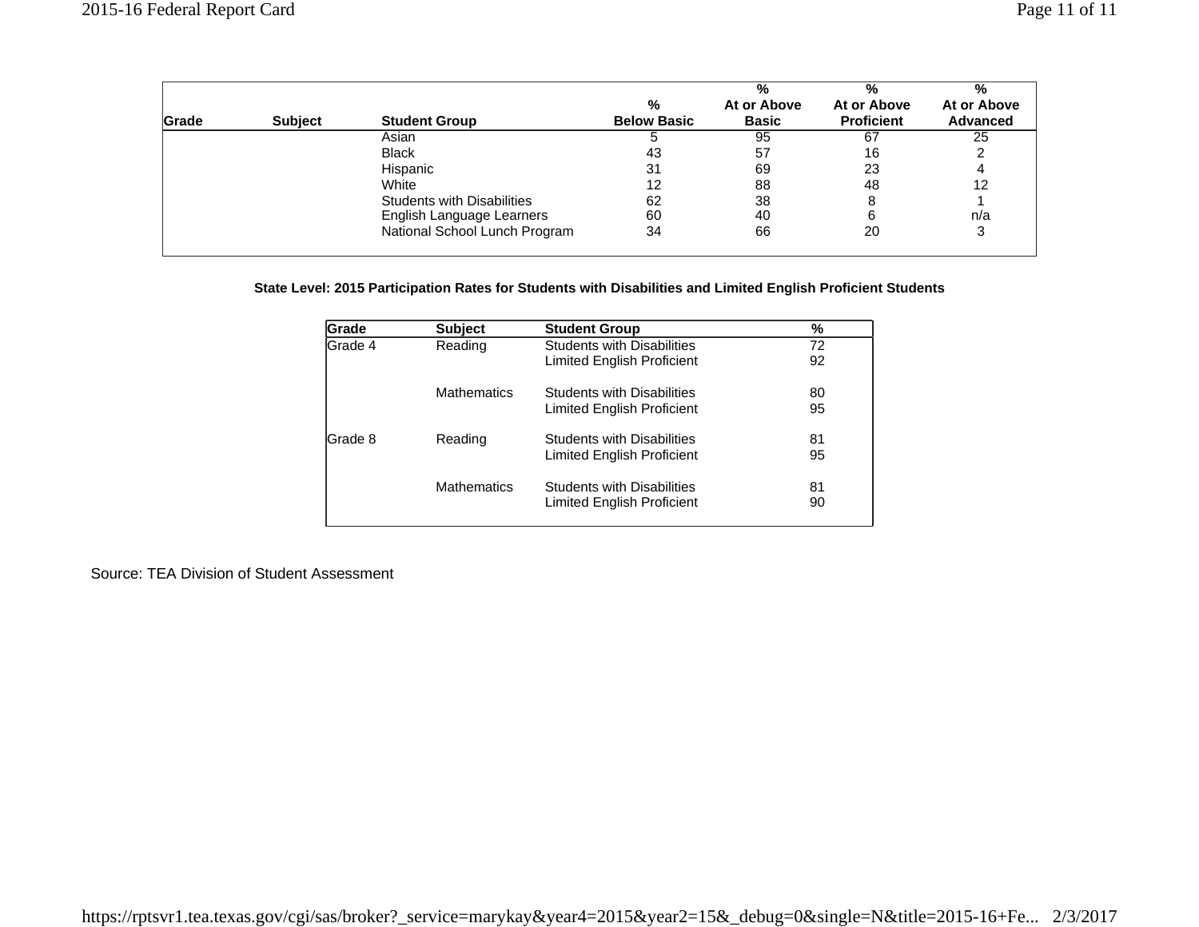| Grade | Subject | Student Group | % Below Basic | % At or Above Basic | % At or Above Proficient | % At or Above Advanced |
|---|---|---|---|---|---|---|
| | | Asian | 5 | 95 | 67 | 25 |
| | | Black | 43 | 57 | 16 | 2 |
| | | Hispanic | 31 | 69 | 23 | 4 |
| | | White | 12 | 88 | 48 | 12 |
| | | Students with Disabilities | 62 | 38 | 8 | 1 |
| | | English Language Learners | 60 | 40 | 6 | n/a |
| | | National School Lunch Program | 34 | 66 | 20 | 3 |

**State Level: 2015 Participation Rates for Students with Disabilities and Limited English Proficient Students**

| Grade | Subject | Student Group | % |
|---|---|---|---|
| Grade 4 | Reading | Students with Disabilities | 72 |
| | | Limited English Proficient | 92 |
| | Mathematics | Students with Disabilities | 80 |
| | | Limited English Proficient | 95 |
| Grade 8 | Reading | Students with Disabilities | 81 |
| | | Limited English Proficient | 95 |
| | Mathematics | Students with Disabilities | 81 |
| | | Limited English Proficient | 90 |

Source: TEA Division of Student Assessment